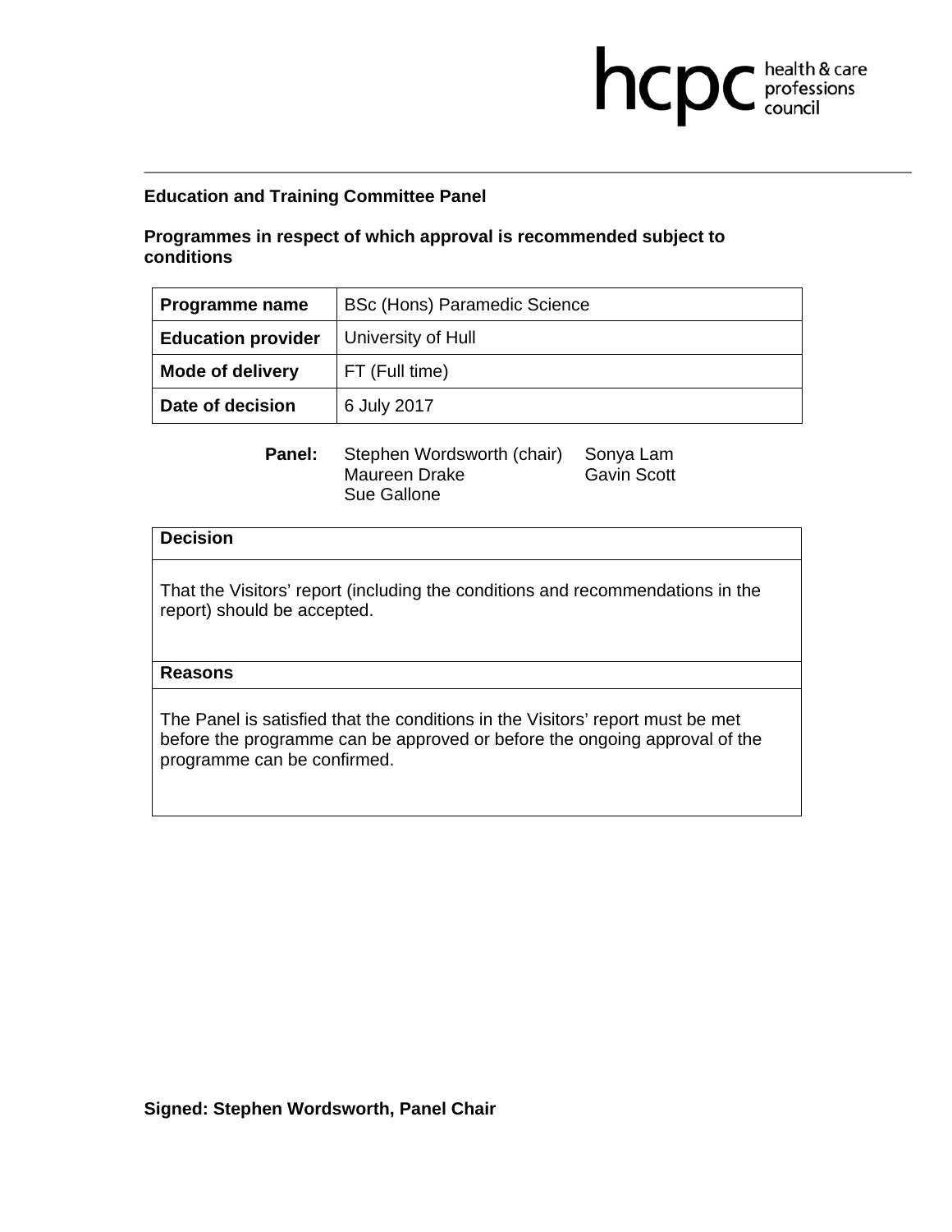hcpc health & care professions council

**Education and Training Committee Panel**

**Programmes in respect of which approval is recommended subject to conditions**

| **Programme name** | BSc (Hons) Paramedic Science |
|---|---|
| **Education provider** | University of Hull |
| **Mode of delivery** | FT (Full time) |
| **Date of decision** | 6 July 2017 |

**Panel:** Stephen Wordsworth (chair), Maureen Drake, Sue Gallone, Sonya Lam, Gavin Scott

| **Decision** |
|---|
| That the Visitors' report (including the conditions and recommendations in the report) should be accepted. |
| **Reasons** |
| The Panel is satisfied that the conditions in the Visitors' report must be met before the programme can be approved or before the ongoing approval of the programme can be confirmed. |

**Signed: Stephen Wordsworth, Panel Chair**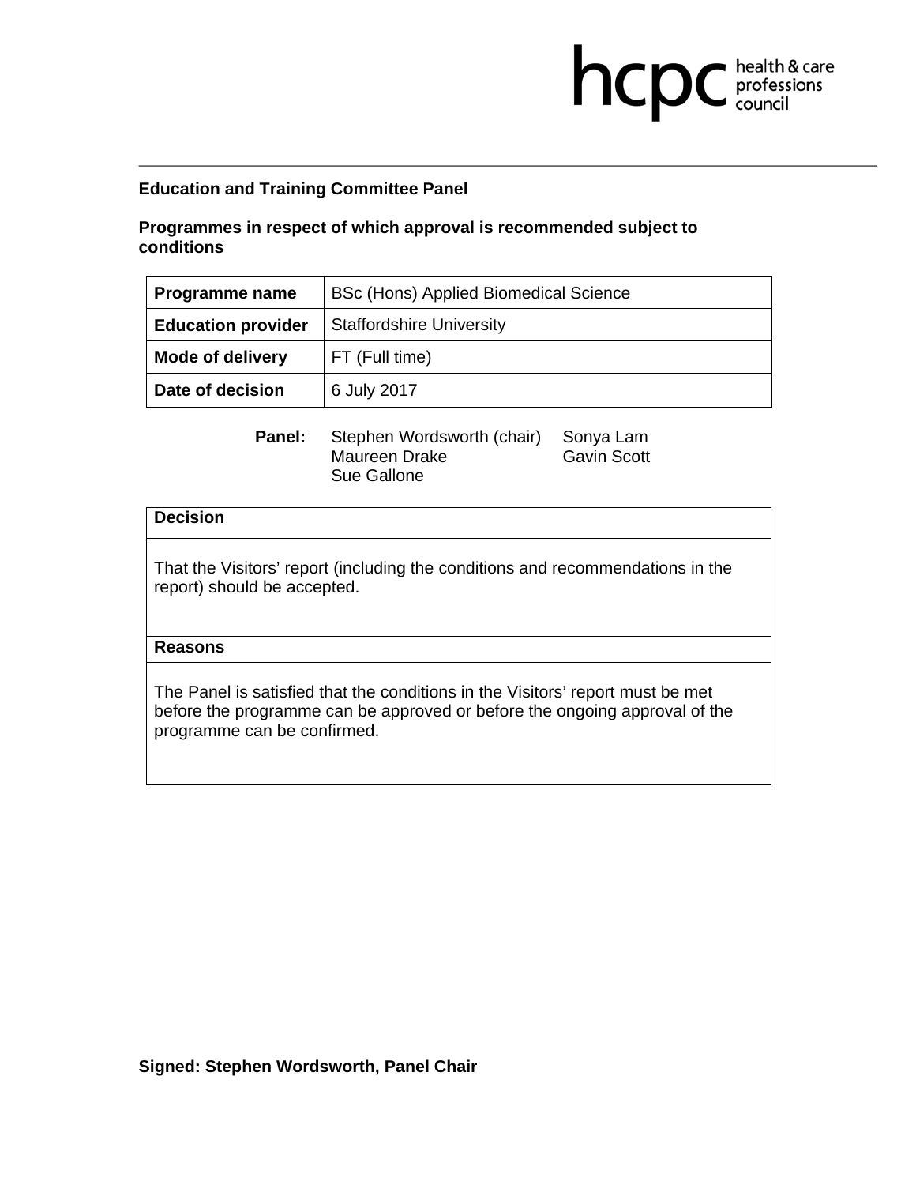**Education and Training Committee Panel**

**Programmes in respect of which approval is recommended subject to conditions**

| **Programme name** | BSc (Hons) Applied Biomedical Science |
|---|---|
| **Education provider** | Staffordshire University |
| **Mode of delivery** | FT (Full time) |
| **Date of decision** | 6 July 2017 |

**Panel:** Stephen Wordsworth (chair), Maureen Drake, Sue Gallone, Sonya Lam, Gavin Scott

| **Decision** |
|---|
| That the Visitors' report (including the conditions and recommendations in the report) should be accepted. |
| **Reasons** |
| The Panel is satisfied that the conditions in the Visitors' report must be met before the programme can be approved or before the ongoing approval of the programme can be confirmed. |

**Signed: Stephen Wordsworth, Panel Chair**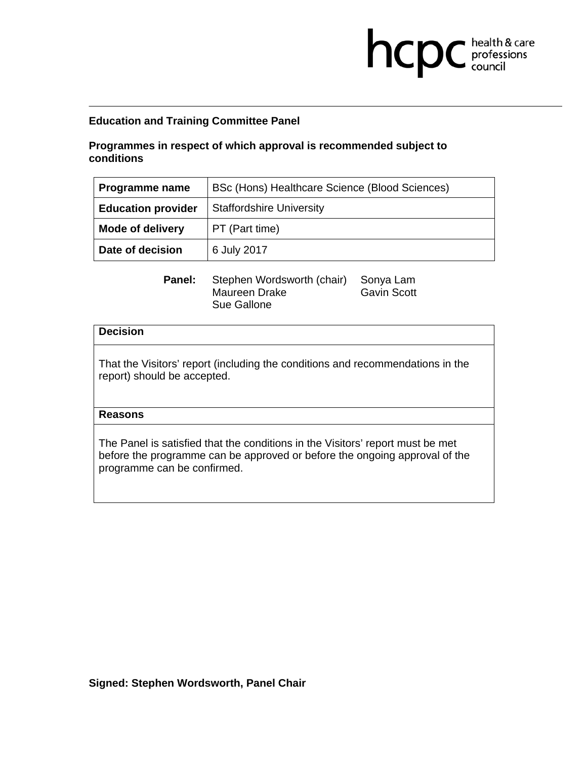hcpc health & care professions council

**Education and Training Committee Panel**

**Programmes in respect of which approval is recommended subject to conditions**

| **Programme name** | BSc (Hons) Healthcare Science (Blood Sciences) |
|---|---|
| **Education provider** | Staffordshire University |
| **Mode of delivery** | PT (Part time) |
| **Date of decision** | 6 July 2017 |

**Panel:** Stephen Wordsworth (chair), Sonya Lam, Maureen Drake, Gavin Scott, Sue Gallone

| **Decision** |
|---|
| That the Visitors' report (including the conditions and recommendations in the report) should be accepted. |
| **Reasons** |
| The Panel is satisfied that the conditions in the Visitors' report must be met before the programme can be approved or before the ongoing approval of the programme can be confirmed. |

**Signed: Stephen Wordsworth, Panel Chair**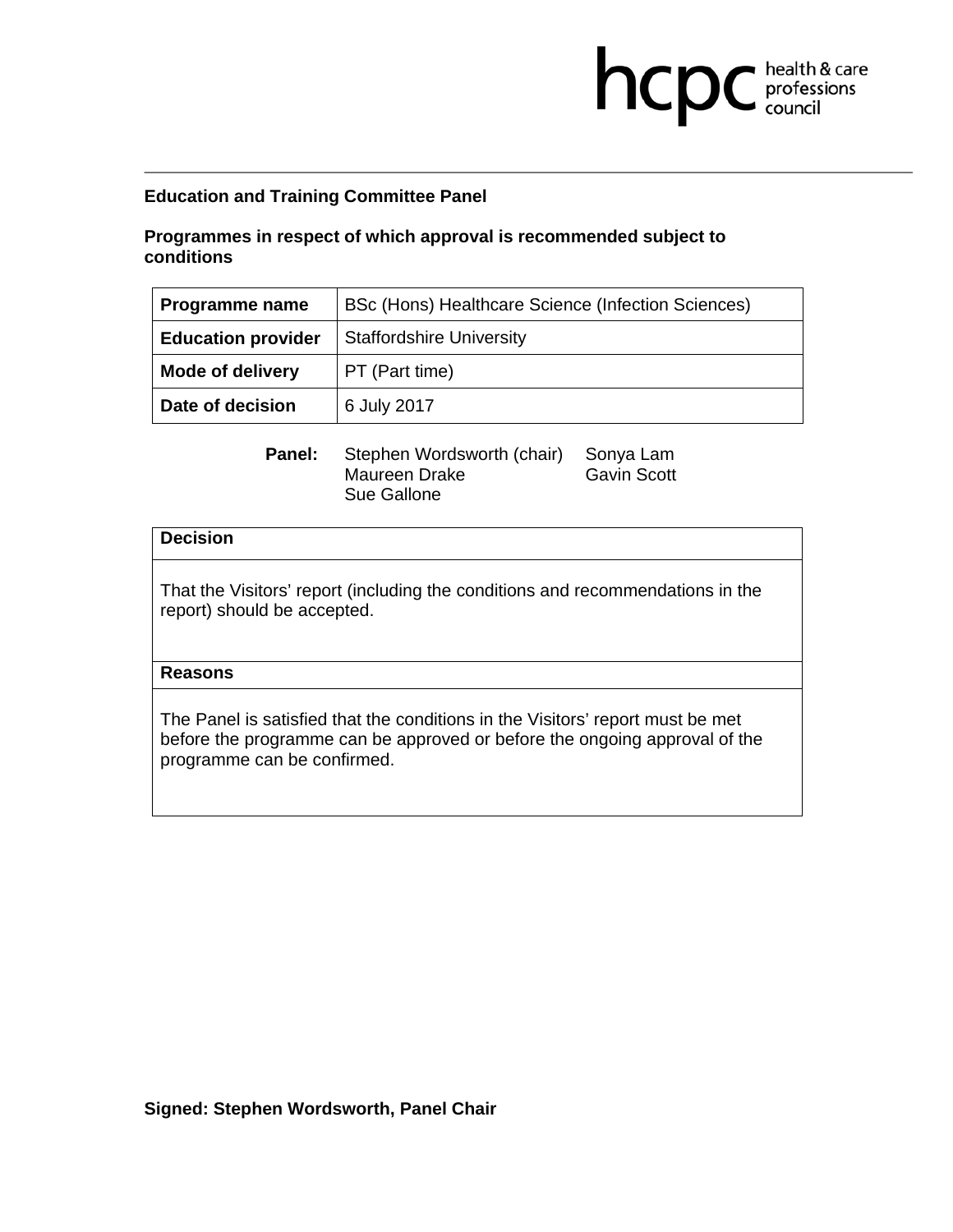hcpc health & care professions council

**Education and Training Committee Panel**

**Programmes in respect of which approval is recommended subject to conditions**

| **Programme name** | BSc (Hons) Healthcare Science (Infection Sciences) |
|---|---|
| **Education provider** | Staffordshire University |
| **Mode of delivery** | PT (Part time) |
| **Date of decision** | 6 July 2017 |

**Panel:** Stephen Wordsworth (chair), Maureen Drake, Sue Gallone, Sonya Lam, Gavin Scott

| **Decision** |
|---|
| That the Visitors' report (including the conditions and recommendations in the report) should be accepted. |
| **Reasons** |
| The Panel is satisfied that the conditions in the Visitors' report must be met before the programme can be approved or before the ongoing approval of the programme can be confirmed. |

**Signed: Stephen Wordsworth, Panel Chair**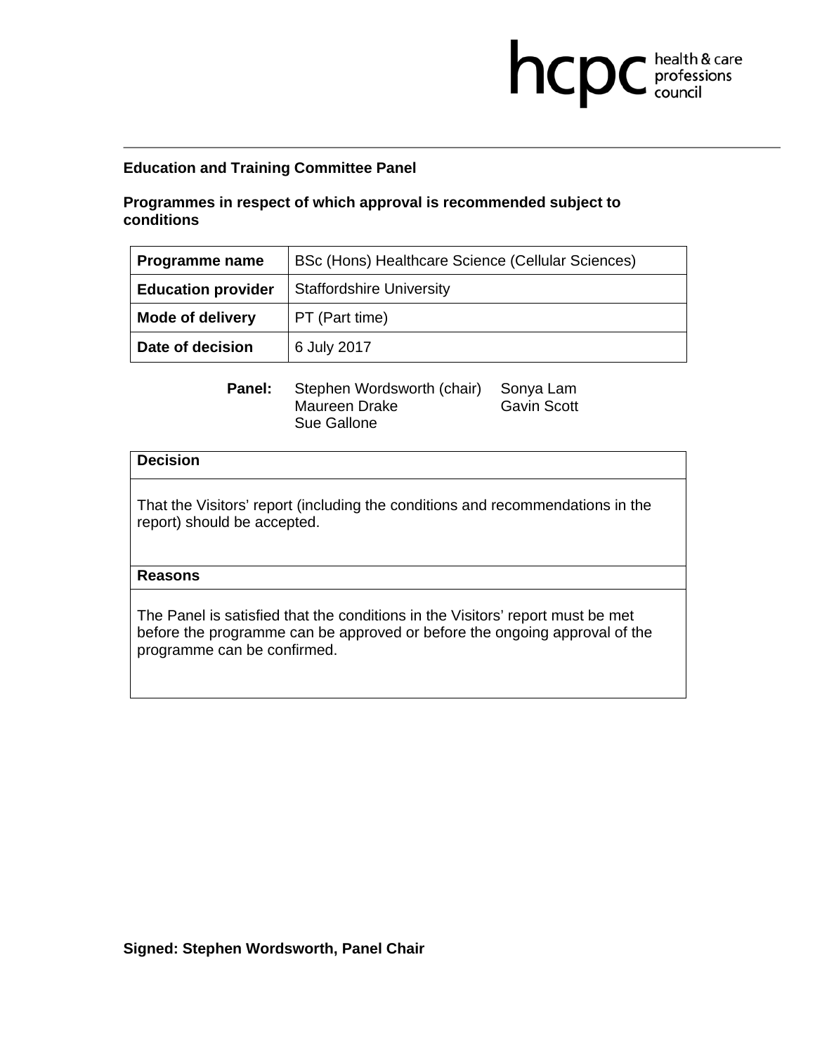**Education and Training Committee Panel**

**Programmes in respect of which approval is recommended subject to conditions**

| **Programme name** | BSc (Hons) Healthcare Science (Cellular Sciences) |
|---|---|
| **Education provider** | Staffordshire University |
| **Mode of delivery** | PT (Part time) |
| **Date of decision** | 6 July 2017 |

**Panel:** Stephen Wordsworth (chair), Maureen Drake, Sue Gallone, Sonya Lam, Gavin Scott

| **Decision** |
|---|
| That the Visitors' report (including the conditions and recommendations in the report) should be accepted. |
| **Reasons** |
| The Panel is satisfied that the conditions in the Visitors' report must be met before the programme can be approved or before the ongoing approval of the programme can be confirmed. |

**Signed: Stephen Wordsworth, Panel Chair**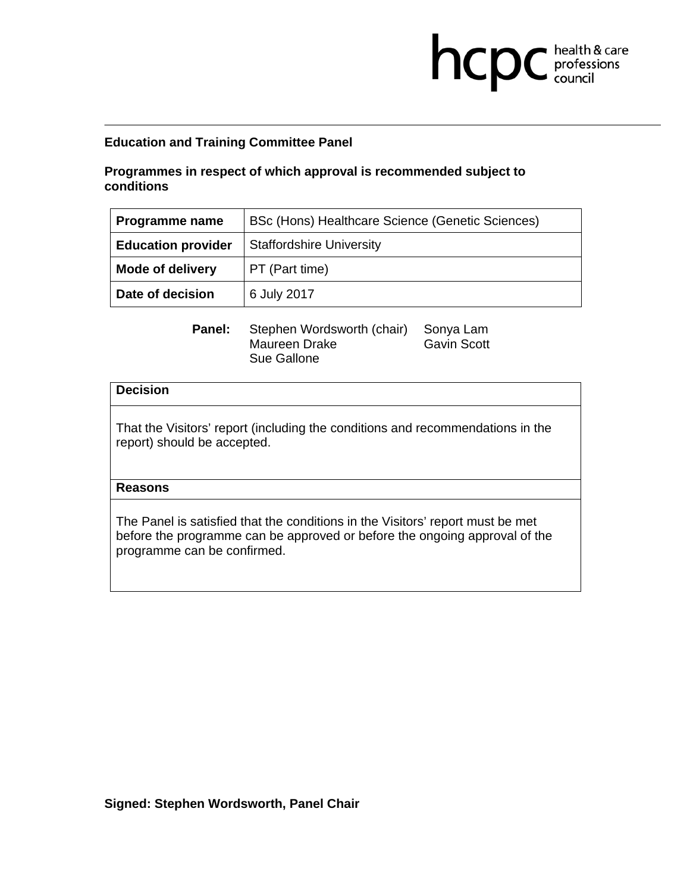**Education and Training Committee Panel**

**Programmes in respect of which approval is recommended subject to conditions**

| **Programme name** | BSc (Hons) Healthcare Science (Genetic Sciences) |
|---|---|
| **Education provider** | Staffordshire University |
| **Mode of delivery** | PT (Part time) |
| **Date of decision** | 6 July 2017 |

**Panel:** Stephen Wordsworth (chair), Maureen Drake, Sue Gallone, Sonya Lam, Gavin Scott

| **Decision** |
|---|
| That the Visitors' report (including the conditions and recommendations in the report) should be accepted. |
| **Reasons** |
| The Panel is satisfied that the conditions in the Visitors' report must be met before the programme can be approved or before the ongoing approval of the programme can be confirmed. |

**Signed: Stephen Wordsworth, Panel Chair**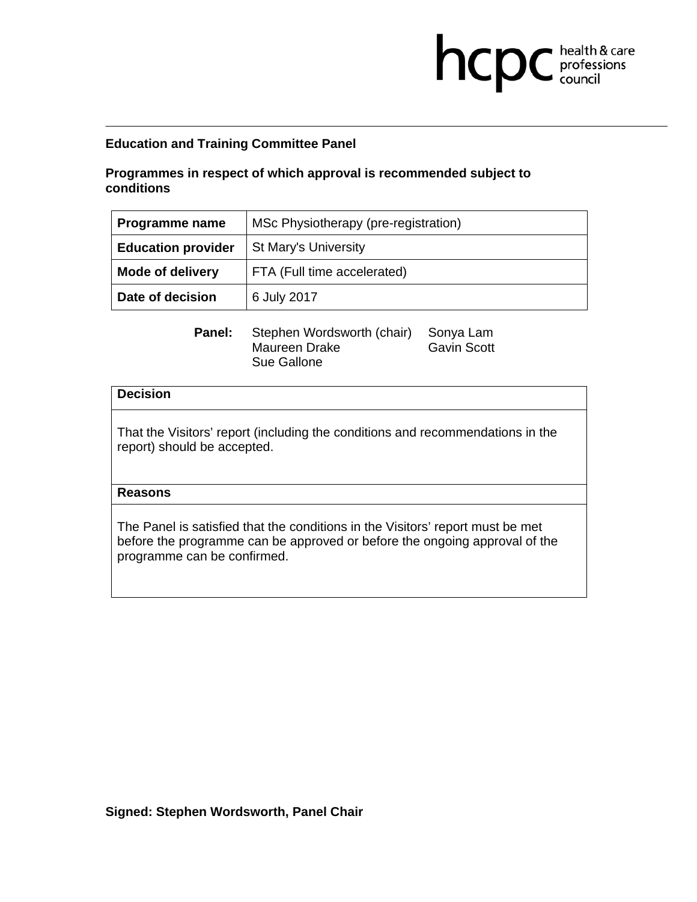hcpc health & care professions council

**Education and Training Committee Panel**

**Programmes in respect of which approval is recommended subject to conditions**

| **Programme name** | MSc Physiotherapy (pre-registration) |
|---|---|
| **Education provider** | St Mary's University |
| **Mode of delivery** | FTA (Full time accelerated) |
| **Date of decision** | 6 July 2017 |

**Panel:** Stephen Wordsworth (chair), Maureen Drake, Sue Gallone, Sonya Lam, Gavin Scott

**Decision**

That the Visitors' report (including the conditions and recommendations in the report) should be accepted.

**Reasons**

The Panel is satisfied that the conditions in the Visitors' report must be met before the programme can be approved or before the ongoing approval of the programme can be confirmed.

**Signed: Stephen Wordsworth, Panel Chair**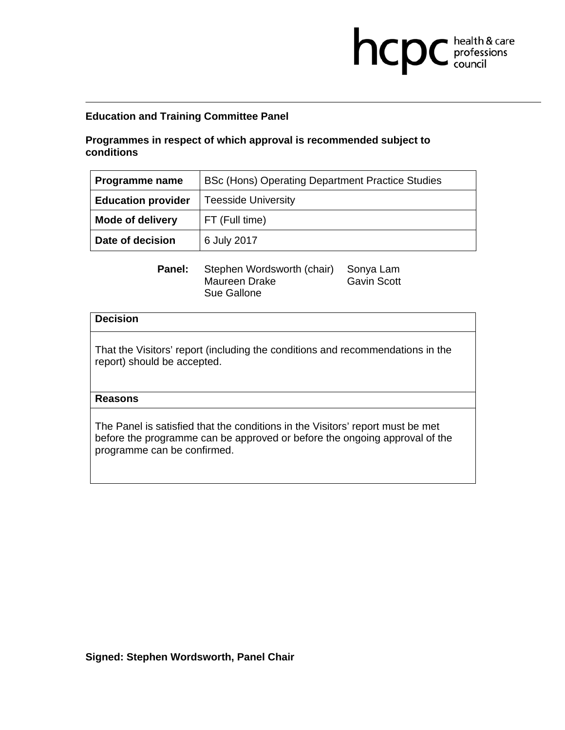hcpc health & care professions council

**Education and Training Committee Panel**

**Programmes in respect of which approval is recommended subject to conditions**

| **Programme name** | BSc (Hons) Operating Department Practice Studies |
|---|---|
| **Education provider** | Teesside University |
| **Mode of delivery** | FT (Full time) |
| **Date of decision** | 6 July 2017 |

**Panel:** Stephen Wordsworth (chair), Maureen Drake, Sue Gallone, Sonya Lam, Gavin Scott

| **Decision** |
|---|
| That the Visitors' report (including the conditions and recommendations in the report) should be accepted. |
| **Reasons** |
| The Panel is satisfied that the conditions in the Visitors' report must be met before the programme can be approved or before the ongoing approval of the programme can be confirmed. |

**Signed: Stephen Wordsworth, Panel Chair**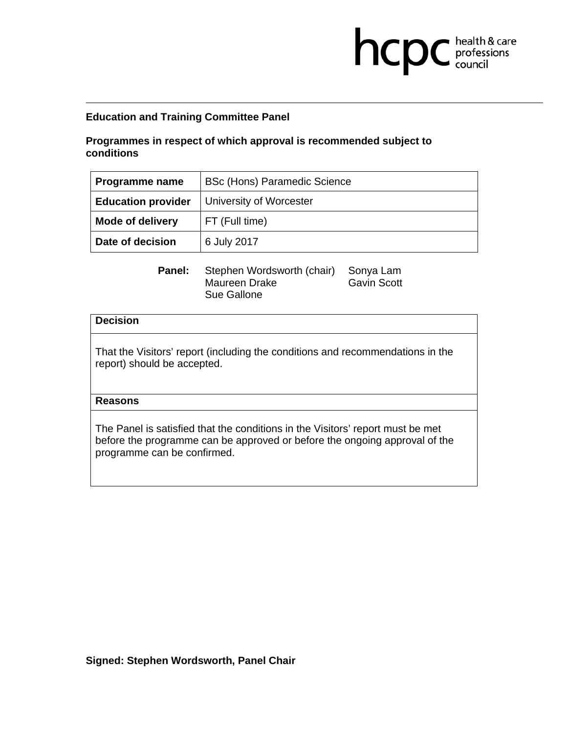hcpc health & care professions council

**Education and Training Committee Panel**

**Programmes in respect of which approval is recommended subject to conditions**

| | |
|---|---|
| **Programme name** | BSc (Hons) Paramedic Science |
| **Education provider** | University of Worcester |
| **Mode of delivery** | FT (Full time) |
| **Date of decision** | 6 July 2017 |

**Panel:** Stephen Wordsworth (chair), Maureen Drake, Sue Gallone, Sonya Lam, Gavin Scott

| **Decision** |
|---|
| That the Visitors' report (including the conditions and recommendations in the report) should be accepted. |
| **Reasons** |
| The Panel is satisfied that the conditions in the Visitors' report must be met before the programme can be approved or before the ongoing approval of the programme can be confirmed. |

**Signed: Stephen Wordsworth, Panel Chair**